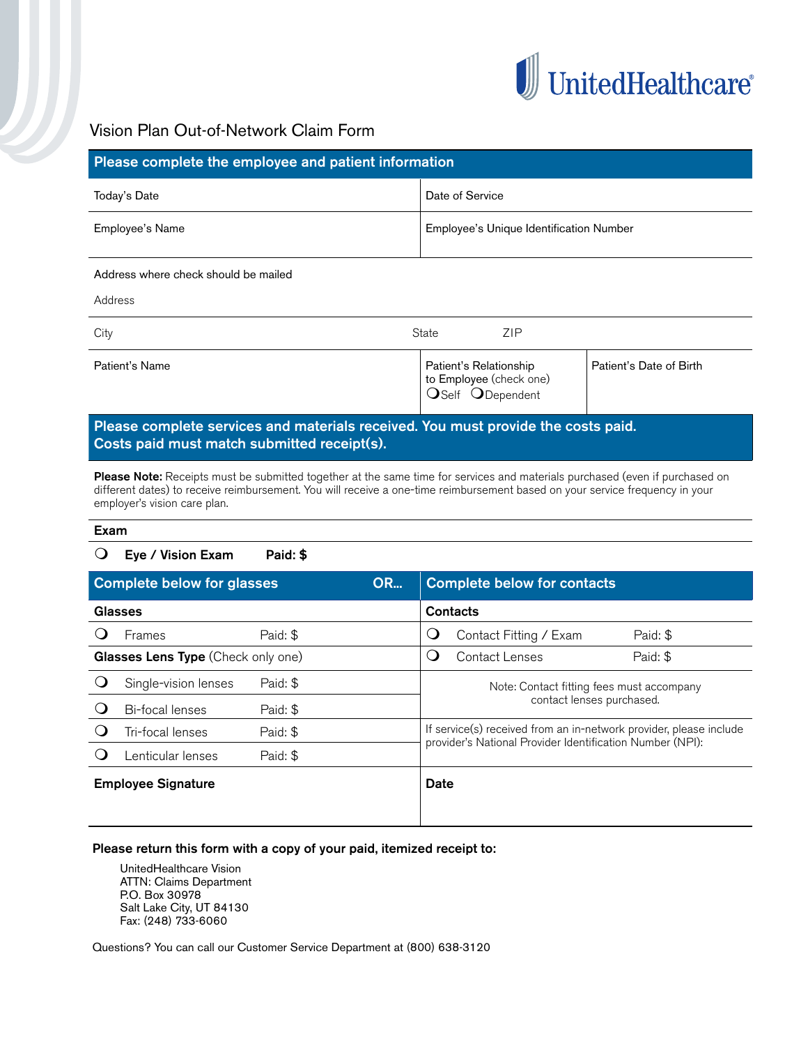UnitedHealthcare®

# Vision Plan Out-of-Network Claim Form

## Please complete the employee and patient information

| Today's Date | Date of Service |
|---|---|
| Employee's Name | Employee's Unique Identification Number |

Address where check should be mailed

Address

| City | State | ZIP |
|---|---|---|

| Patient's Name | Patient's Relationship to Employee (check one) ❍ Self ❍ Dependent | Patient's Date of Birth |
|---|---|---|

## Please complete services and materials received. You must provide the costs paid. Costs paid must match submitted receipt(s).

**Please Note:** Receipts must be submitted together at the same time for services and materials purchased (even if purchased on different dates) to receive reimbursement. You will receive a one-time reimbursement based on your service frequency in your employer's vision care plan.

**Exam**

❍ **Eye / Vision Exam** **Paid: $**

| **Complete below for glasses** OR... | | **Complete below for contacts** | |
|---|---|---|---|
| **Glasses** | | **Contacts** | |
| ❍ Frames | Paid: $ | ❍ Contact Fitting / Exam | Paid: $ |
| **Glasses Lens Type** (Check only one) | | ❍ Contact Lenses | Paid: $ |
| ❍ Single-vision lenses | Paid: $ | Note: Contact fitting fees must accompany contact lenses purchased. | |
| ❍ Bi-focal lenses | Paid: $ | | |
| ❍ Tri-focal lenses | Paid: $ | If service(s) received from an in-network provider, please include provider's National Provider Identification Number (NPI): | |
| ❍ Lenticular lenses | Paid: $ | | |

| **Employee Signature** | **Date** |
|---|---|
| | |

**Please return this form with a copy of your paid, itemized receipt to:**

UnitedHealthcare Vision
ATTN: Claims Department
P.O. Box 30978
Salt Lake City, UT 84130
Fax: (248) 733-6060

Questions? You can call our Customer Service Department at (800) 638-3120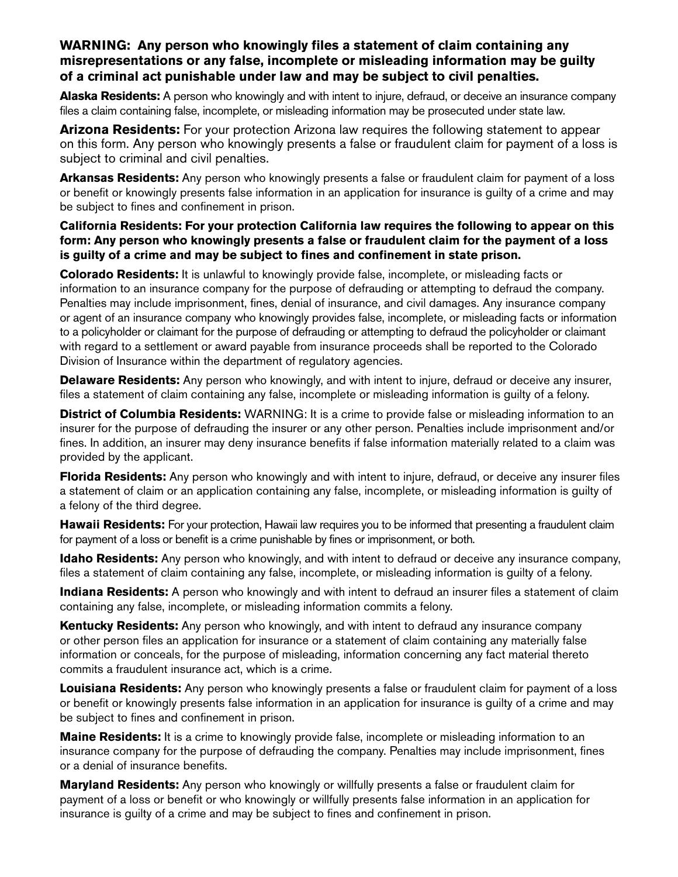**WARNING: Any person who knowingly files a statement of claim containing any misrepresentations or any false, incomplete or misleading information may be guilty of a criminal act punishable under law and may be subject to civil penalties.**

**Alaska Residents:** A person who knowingly and with intent to injure, defraud, or deceive an insurance company files a claim containing false, incomplete, or misleading information may be prosecuted under state law.

**Arizona Residents:** For your protection Arizona law requires the following statement to appear on this form. Any person who knowingly presents a false or fraudulent claim for payment of a loss is subject to criminal and civil penalties.

**Arkansas Residents:** Any person who knowingly presents a false or fraudulent claim for payment of a loss or benefit or knowingly presents false information in an application for insurance is guilty of a crime and may be subject to fines and confinement in prison.

**California Residents: For your protection California law requires the following to appear on this form: Any person who knowingly presents a false or fraudulent claim for the payment of a loss is guilty of a crime and may be subject to fines and confinement in state prison.**

**Colorado Residents:** It is unlawful to knowingly provide false, incomplete, or misleading facts or information to an insurance company for the purpose of defrauding or attempting to defraud the company. Penalties may include imprisonment, fines, denial of insurance, and civil damages. Any insurance company or agent of an insurance company who knowingly provides false, incomplete, or misleading facts or information to a policyholder or claimant for the purpose of defrauding or attempting to defraud the policyholder or claimant with regard to a settlement or award payable from insurance proceeds shall be reported to the Colorado Division of Insurance within the department of regulatory agencies.

**Delaware Residents:** Any person who knowingly, and with intent to injure, defraud or deceive any insurer, files a statement of claim containing any false, incomplete or misleading information is guilty of a felony.

**District of Columbia Residents:** WARNING: It is a crime to provide false or misleading information to an insurer for the purpose of defrauding the insurer or any other person. Penalties include imprisonment and/or fines. In addition, an insurer may deny insurance benefits if false information materially related to a claim was provided by the applicant.

**Florida Residents:** Any person who knowingly and with intent to injure, defraud, or deceive any insurer files a statement of claim or an application containing any false, incomplete, or misleading information is guilty of a felony of the third degree.

**Hawaii Residents:** For your protection, Hawaii law requires you to be informed that presenting a fraudulent claim for payment of a loss or benefit is a crime punishable by fines or imprisonment, or both.

**Idaho Residents:** Any person who knowingly, and with intent to defraud or deceive any insurance company, files a statement of claim containing any false, incomplete, or misleading information is guilty of a felony.

**Indiana Residents:** A person who knowingly and with intent to defraud an insurer files a statement of claim containing any false, incomplete, or misleading information commits a felony.

**Kentucky Residents:** Any person who knowingly, and with intent to defraud any insurance company or other person files an application for insurance or a statement of claim containing any materially false information or conceals, for the purpose of misleading, information concerning any fact material thereto commits a fraudulent insurance act, which is a crime.

**Louisiana Residents:** Any person who knowingly presents a false or fraudulent claim for payment of a loss or benefit or knowingly presents false information in an application for insurance is guilty of a crime and may be subject to fines and confinement in prison.

**Maine Residents:** It is a crime to knowingly provide false, incomplete or misleading information to an insurance company for the purpose of defrauding the company. Penalties may include imprisonment, fines or a denial of insurance benefits.

**Maryland Residents:** Any person who knowingly or willfully presents a false or fraudulent claim for payment of a loss or benefit or who knowingly or willfully presents false information in an application for insurance is guilty of a crime and may be subject to fines and confinement in prison.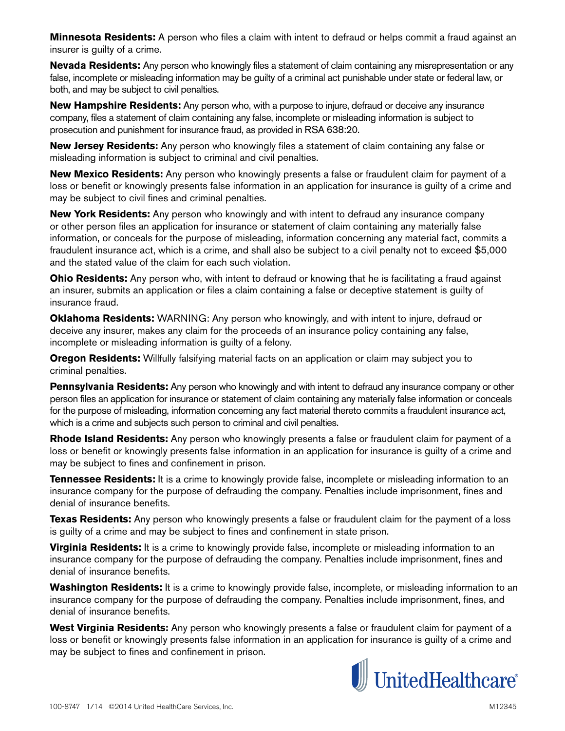**Minnesota Residents:** A person who files a claim with intent to defraud or helps commit a fraud against an insurer is guilty of a crime.

**Nevada Residents:** Any person who knowingly files a statement of claim containing any misrepresentation or any false, incomplete or misleading information may be guilty of a criminal act punishable under state or federal law, or both, and may be subject to civil penalties.

**New Hampshire Residents:** Any person who, with a purpose to injure, defraud or deceive any insurance company, files a statement of claim containing any false, incomplete or misleading information is subject to prosecution and punishment for insurance fraud, as provided in RSA 638:20.

**New Jersey Residents:** Any person who knowingly files a statement of claim containing any false or misleading information is subject to criminal and civil penalties.

**New Mexico Residents:** Any person who knowingly presents a false or fraudulent claim for payment of a loss or benefit or knowingly presents false information in an application for insurance is guilty of a crime and may be subject to civil fines and criminal penalties.

**New York Residents:** Any person who knowingly and with intent to defraud any insurance company or other person files an application for insurance or statement of claim containing any materially false information, or conceals for the purpose of misleading, information concerning any material fact, commits a fraudulent insurance act, which is a crime, and shall also be subject to a civil penalty not to exceed $5,000 and the stated value of the claim for each such violation.

**Ohio Residents:** Any person who, with intent to defraud or knowing that he is facilitating a fraud against an insurer, submits an application or files a claim containing a false or deceptive statement is guilty of insurance fraud.

**Oklahoma Residents:** WARNING: Any person who knowingly, and with intent to injure, defraud or deceive any insurer, makes any claim for the proceeds of an insurance policy containing any false, incomplete or misleading information is guilty of a felony.

**Oregon Residents:** Willfully falsifying material facts on an application or claim may subject you to criminal penalties.

**Pennsylvania Residents:** Any person who knowingly and with intent to defraud any insurance company or other person files an application for insurance or statement of claim containing any materially false information or conceals for the purpose of misleading, information concerning any fact material thereto commits a fraudulent insurance act, which is a crime and subjects such person to criminal and civil penalties.

**Rhode Island Residents:** Any person who knowingly presents a false or fraudulent claim for payment of a loss or benefit or knowingly presents false information in an application for insurance is guilty of a crime and may be subject to fines and confinement in prison.

**Tennessee Residents:** It is a crime to knowingly provide false, incomplete or misleading information to an insurance company for the purpose of defrauding the company. Penalties include imprisonment, fines and denial of insurance benefits.

**Texas Residents:** Any person who knowingly presents a false or fraudulent claim for the payment of a loss is guilty of a crime and may be subject to fines and confinement in state prison.

**Virginia Residents:** It is a crime to knowingly provide false, incomplete or misleading information to an insurance company for the purpose of defrauding the company. Penalties include imprisonment, fines and denial of insurance benefits.

**Washington Residents:** It is a crime to knowingly provide false, incomplete, or misleading information to an insurance company for the purpose of defrauding the company. Penalties include imprisonment, fines, and denial of insurance benefits.

**West Virginia Residents:** Any person who knowingly presents a false or fraudulent claim for payment of a loss or benefit or knowingly presents false information in an application for insurance is guilty of a crime and may be subject to fines and confinement in prison.

UnitedHealthcare®

100-8747 1/14 ©2014 United HealthCare Services, Inc. M12345